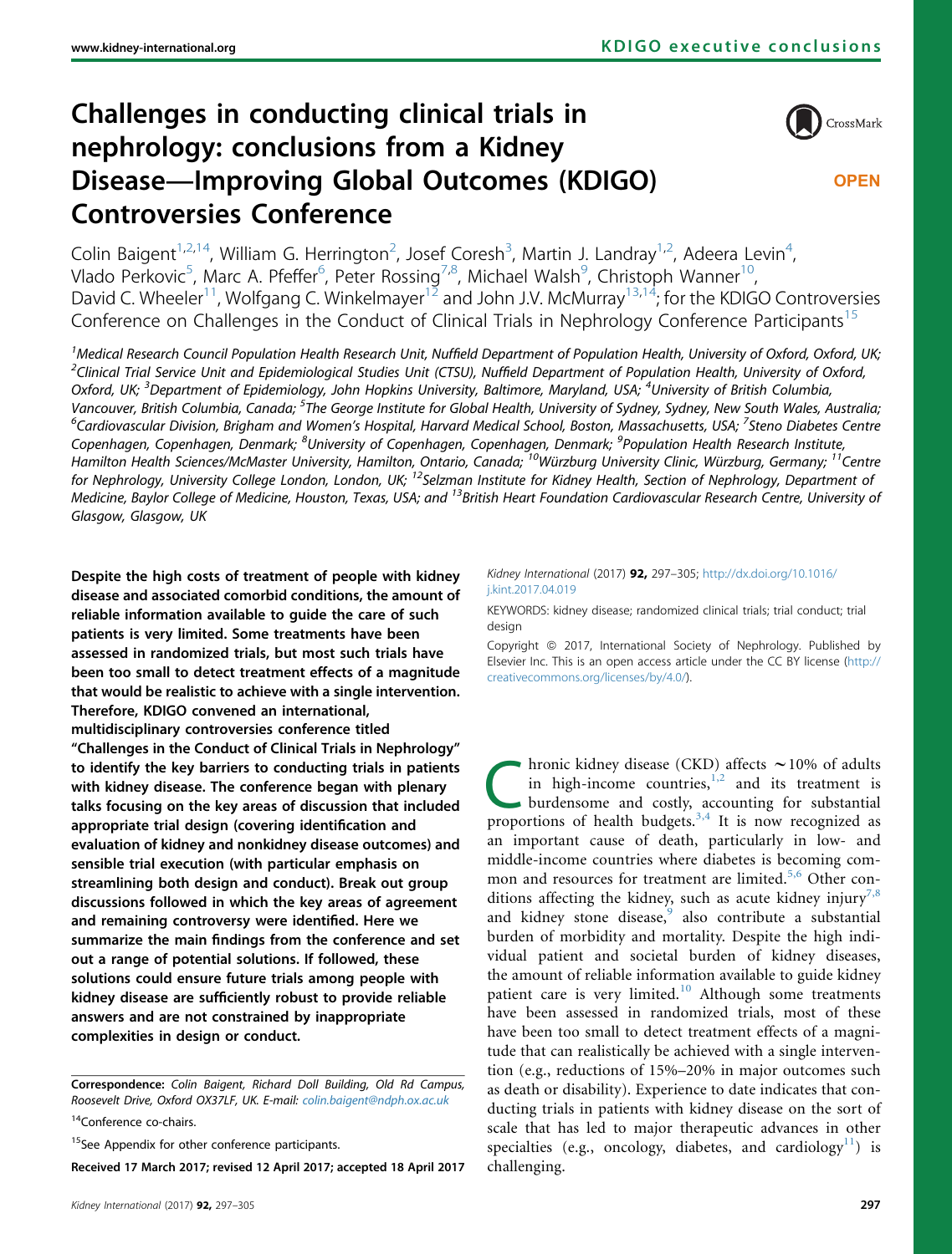# Challenges in conducting clinical trials in nephrology: conclusions from a Kidney Disease—Improving Global Outcomes (KDIGO) Controversies Conference

OPEN

Colin Baigent[1,2,14], William G. Herrington[2], Josef Coresh[3], Martin J. Landray[1,2], Adeera Levin[4], Vlado Perkovic[5], Marc A. Pfeffer[6], Peter Rossing[7,8], Michael Walsh[9], Christoph Wanner[10], David C. Wheeler[11], Wolfgang C. Winkelmayer[12] and John J.V. McMurray[13,14]; for the KDIGO Controversies Conference on Challenges in the Conduct of Clinical Trials in Nephrology Conference Participants[15]

[1]Medical Research Council Population Health Research Unit, Nuffield Department of Population Health, University of Oxford, Oxford, UK; [2]Clinical Trial Service Unit and Epidemiological Studies Unit (CTSU), Nuffield Department of Population Health, University of Oxford, Oxford, UK; [3]Department of Epidemiology, John Hopkins University, Baltimore, Maryland, USA; [4]University of British Columbia, Vancouver, British Columbia, Canada; [5]The George Institute for Global Health, University of Sydney, Sydney, New South Wales, Australia; [6]Cardiovascular Division, Brigham and Women's Hospital, Harvard Medical School, Boston, Massachusetts, USA; [7]Steno Diabetes Centre Copenhagen, Copenhagen, Denmark; [8]University of Copenhagen, Copenhagen, Denmark; [9]Population Health Research Institute, Hamilton Health Sciences/McMaster University, Hamilton, Ontario, Canada; [10]Würzburg University Clinic, Würzburg, Germany; [11]Centre for Nephrology, University College London, London, UK; [12]Selzman Institute for Kidney Health, Section of Nephrology, Department of Medicine, Baylor College of Medicine, Houston, Texas, USA; and [13]British Heart Foundation Cardiovascular Research Centre, University of Glasgow, Glasgow, UK

**Despite the high costs of treatment of people with kidney disease and associated comorbid conditions, the amount of reliable information available to guide the care of such patients is very limited. Some treatments have been assessed in randomized trials, but most such trials have been too small to detect treatment effects of a magnitude that would be realistic to achieve with a single intervention. Therefore, KDIGO convened an international, multidisciplinary controversies conference titled "Challenges in the Conduct of Clinical Trials in Nephrology" to identify the key barriers to conducting trials in patients with kidney disease. The conference began with plenary talks focusing on the key areas of discussion that included appropriate trial design (covering identification and evaluation of kidney and nonkidney disease outcomes) and sensible trial execution (with particular emphasis on streamlining both design and conduct). Break out group discussions followed in which the key areas of agreement and remaining controversy were identified. Here we summarize the main findings from the conference and set out a range of potential solutions. If followed, these solutions could ensure future trials among people with kidney disease are sufficiently robust to provide reliable answers and are not constrained by inappropriate complexities in design or conduct.**

*Kidney International* (2017) **92**, 297–305; http://dx.doi.org/10.1016/j.kint.2017.04.019

KEYWORDS: kidney disease; randomized clinical trials; trial conduct; trial design

Copyright © 2017, International Society of Nephrology. Published by Elsevier Inc. This is an open access article under the CC BY license (http://creativecommons.org/licenses/by/4.0/).

**Correspondence:** Colin Baigent, Richard Doll Building, Old Rd Campus, Roosevelt Drive, Oxford OX37LF, UK. E-mail: colin.baigent@ndph.ox.ac.uk

[14]Conference co-chairs.

[15]See Appendix for other conference participants.

**Received 17 March 2017; revised 12 April 2017; accepted 18 April 2017**

Chronic kidney disease (CKD) affects ~10% of adults in high-income countries,[1,2] and its treatment is burdensome and costly, accounting for substantial proportions of health budgets.[3,4] It is now recognized as an important cause of death, particularly in low- and middle-income countries where diabetes is becoming common and resources for treatment are limited.[5,6] Other conditions affecting the kidney, such as acute kidney injury[7,8] and kidney stone disease,[9] also contribute a substantial burden of morbidity and mortality. Despite the high individual patient and societal burden of kidney diseases, the amount of reliable information available to guide kidney patient care is very limited.[10] Although some treatments have been assessed in randomized trials, most of these have been too small to detect treatment effects of a magnitude that can realistically be achieved with a single intervention (e.g., reductions of 15%–20% in major outcomes such as death or disability). Experience to date indicates that conducting trials in patients with kidney disease on the sort of scale that has led to major therapeutic advances in other specialties (e.g., oncology, diabetes, and cardiology[11]) is challenging.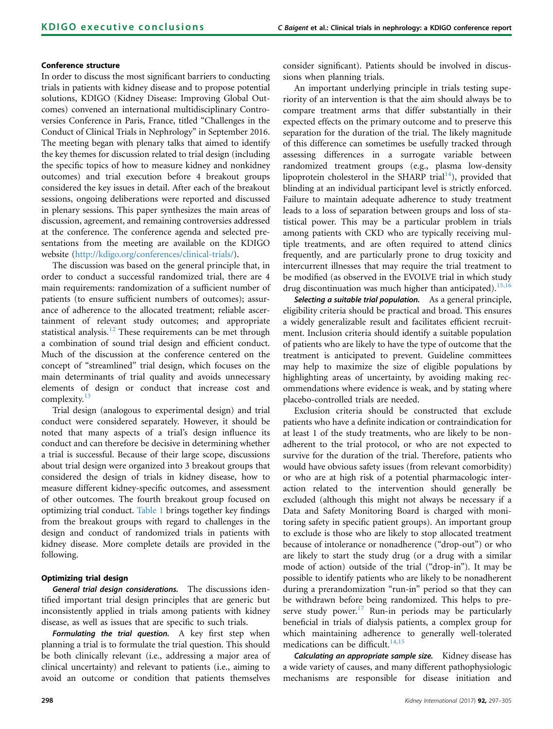### Conference structure

In order to discuss the most significant barriers to conducting trials in patients with kidney disease and to propose potential solutions, KDIGO (Kidney Disease: Improving Global Outcomes) convened an international multidisciplinary Controversies Conference in Paris, France, titled "Challenges in the Conduct of Clinical Trials in Nephrology" in September 2016. The meeting began with plenary talks that aimed to identify the key themes for discussion related to trial design (including the specific topics of how to measure kidney and nonkidney outcomes) and trial execution before 4 breakout groups considered the key issues in detail. After each of the breakout sessions, ongoing deliberations were reported and discussed in plenary sessions. This paper synthesizes the main areas of discussion, agreement, and remaining controversies addressed at the conference. The conference agenda and selected presentations from the meeting are available on the KDIGO website (http://kdigo.org/conferences/clinical-trials/).

The discussion was based on the general principle that, in order to conduct a successful randomized trial, there are 4 main requirements: randomization of a sufficient number of patients (to ensure sufficient numbers of outcomes); assurance of adherence to the allocated treatment; reliable ascertainment of relevant study outcomes; and appropriate statistical analysis.[12] These requirements can be met through a combination of sound trial design and efficient conduct. Much of the discussion at the conference centered on the concept of "streamlined" trial design, which focuses on the main determinants of trial quality and avoids unnecessary elements of design or conduct that increase cost and complexity.[13]

Trial design (analogous to experimental design) and trial conduct were considered separately. However, it should be noted that many aspects of a trial's design influence its conduct and can therefore be decisive in determining whether a trial is successful. Because of their large scope, discussions about trial design were organized into 3 breakout groups that considered the design of trials in kidney disease, how to measure different kidney-specific outcomes, and assessment of other outcomes. The fourth breakout group focused on optimizing trial conduct. Table 1 brings together key findings from the breakout groups with regard to challenges in the design and conduct of randomized trials in patients with kidney disease. More complete details are provided in the following.

### Optimizing trial design

***General trial design considerations.*** The discussions identified important trial design principles that are generic but inconsistently applied in trials among patients with kidney disease, as well as issues that are specific to such trials.

***Formulating the trial question.*** A key first step when planning a trial is to formulate the trial question. This should be both clinically relevant (i.e., addressing a major area of clinical uncertainty) and relevant to patients (i.e., aiming to avoid an outcome or condition that patients themselves consider significant). Patients should be involved in discussions when planning trials.

An important underlying principle in trials testing superiority of an intervention is that the aim should always be to compare treatment arms that differ substantially in their expected effects on the primary outcome and to preserve this separation for the duration of the trial. The likely magnitude of this difference can sometimes be usefully tracked through assessing differences in a surrogate variable between randomized treatment groups (e.g., plasma low-density lipoprotein cholesterol in the SHARP trial[14]), provided that blinding at an individual participant level is strictly enforced. Failure to maintain adequate adherence to study treatment leads to a loss of separation between groups and loss of statistical power. This may be a particular problem in trials among patients with CKD who are typically receiving multiple treatments, and are often required to attend clinics frequently, and are particularly prone to drug toxicity and intercurrent illnesses that may require the trial treatment to be modified (as observed in the EVOLVE trial in which study drug discontinuation was much higher than anticipated).[15,16]

***Selecting a suitable trial population.*** As a general principle, eligibility criteria should be practical and broad. This ensures a widely generalizable result and facilitates efficient recruitment. Inclusion criteria should identify a suitable population of patients who are likely to have the type of outcome that the treatment is anticipated to prevent. Guideline committees may help to maximize the size of eligible populations by highlighting areas of uncertainty, by avoiding making recommendations where evidence is weak, and by stating where placebo-controlled trials are needed.

Exclusion criteria should be constructed that exclude patients who have a definite indication or contraindication for at least 1 of the study treatments, who are likely to be nonadherent to the trial protocol, or who are not expected to survive for the duration of the trial. Therefore, patients who would have obvious safety issues (from relevant comorbidity) or who are at high risk of a potential pharmacologic interaction related to the intervention should generally be excluded (although this might not always be necessary if a Data and Safety Monitoring Board is charged with monitoring safety in specific patient groups). An important group to exclude is those who are likely to stop allocated treatment because of intolerance or nonadherence ("drop-out") or who are likely to start the study drug (or a drug with a similar mode of action) outside of the trial ("drop-in"). It may be possible to identify patients who are likely to be nonadherent during a prerandomization "run-in" period so that they can be withdrawn before being randomized. This helps to preserve study power.[17] Run-in periods may be particularly beneficial in trials of dialysis patients, a complex group for which maintaining adherence to generally well-tolerated medications can be difficult.[14,15]

***Calculating an appropriate sample size.*** Kidney disease has a wide variety of causes, and many different pathophysiologic mechanisms are responsible for disease initiation and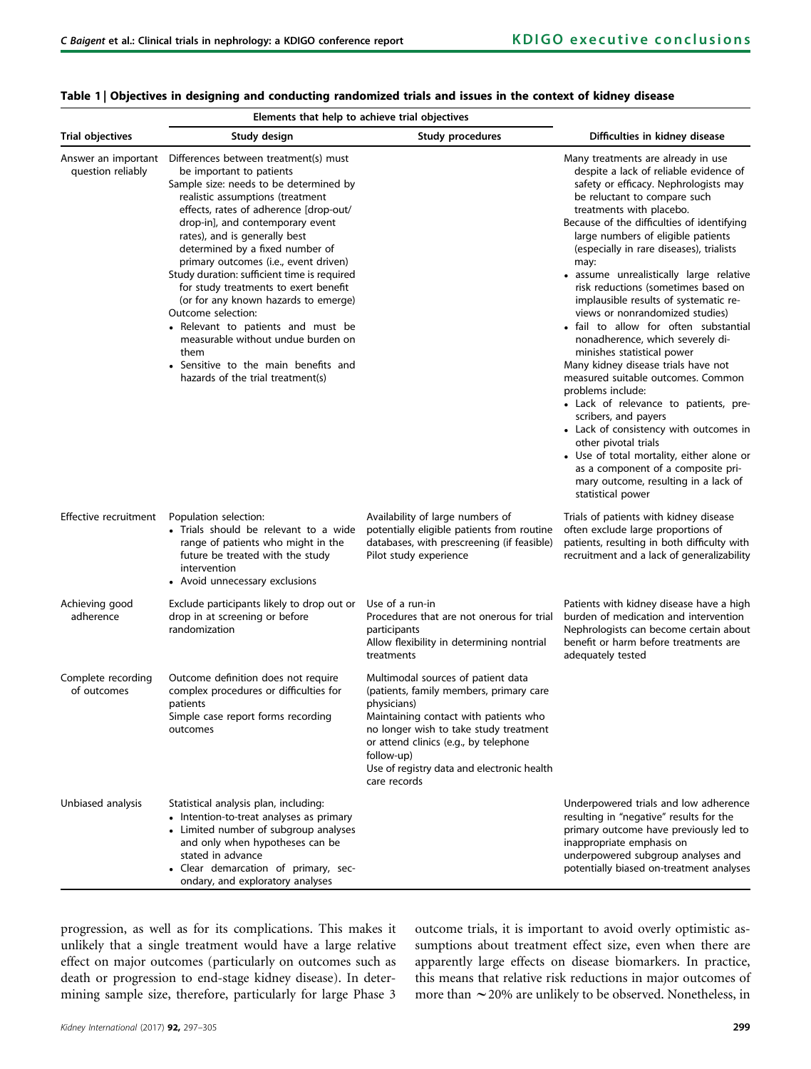**Table 1 | Objectives in designing and conducting randomized trials and issues in the context of kidney disease**

| Trial objectives | Elements that help to achieve trial objectives | | Difficulties in kidney disease |
|---|---|---|---|
| | Study design | Study procedures | |
| Answer an important question reliably | Differences between treatment(s) must be important to patients<br>Sample size: needs to be determined by realistic assumptions (treatment effects, rates of adherence [drop-out/drop-in], and contemporary event rates), and is generally best determined by a fixed number of primary outcomes (i.e., event driven)<br>Study duration: sufficient time is required for study treatments to exert benefit (or for any known hazards to emerge)<br>Outcome selection:<br>• Relevant to patients and must be measurable without undue burden on them<br>• Sensitive to the main benefits and hazards of the trial treatment(s) | | Many treatments are already in use despite a lack of reliable evidence of safety or efficacy. Nephrologists may be reluctant to compare such treatments with placebo.<br>Because of the difficulties of identifying large numbers of eligible patients (especially in rare diseases), trialists may:<br>• assume unrealistically large relative risk reductions (sometimes based on implausible results of systematic reviews or nonrandomized studies)<br>• fail to allow for often substantial nonadherence, which severely diminishes statistical power<br>Many kidney disease trials have not measured suitable outcomes. Common problems include:<br>• Lack of relevance to patients, prescribers, and payers<br>• Lack of consistency with outcomes in other pivotal trials<br>• Use of total mortality, either alone or as a component of a composite primary outcome, resulting in a lack of statistical power |
| Effective recruitment | Population selection:<br>• Trials should be relevant to a wide range of patients who might in the future be treated with the study intervention<br>• Avoid unnecessary exclusions | Availability of large numbers of potentially eligible patients from routine databases, with prescreening (if feasible)<br>Pilot study experience | Trials of patients with kidney disease often exclude large proportions of patients, resulting in both difficulty with recruitment and a lack of generalizability |
| Achieving good adherence | Exclude participants likely to drop out or drop in at screening or before randomization | Use of a run-in<br>Procedures that are not onerous for trial participants<br>Allow flexibility in determining nontrial treatments | Patients with kidney disease have a high burden of medication and intervention<br>Nephrologists can become certain about benefit or harm before treatments are adequately tested |
| Complete recording of outcomes | Outcome definition does not require complex procedures or difficulties for patients<br>Simple case report forms recording outcomes | Multimodal sources of patient data (patients, family members, primary care physicians)<br>Maintaining contact with patients who no longer wish to take study treatment or attend clinics (e.g., by telephone follow-up)<br>Use of registry data and electronic health care records | |
| Unbiased analysis | Statistical analysis plan, including:<br>• Intention-to-treat analyses as primary<br>• Limited number of subgroup analyses and only when hypotheses can be stated in advance<br>• Clear demarcation of primary, secondary, and exploratory analyses | | Underpowered trials and low adherence resulting in "negative" results for the primary outcome have previously led to inappropriate emphasis on underpowered subgroup analyses and potentially biased on-treatment analyses |

progression, as well as for its complications. This makes it unlikely that a single treatment would have a large relative effect on major outcomes (particularly on outcomes such as death or progression to end-stage kidney disease). In determining sample size, therefore, particularly for large Phase 3 outcome trials, it is important to avoid overly optimistic assumptions about treatment effect size, even when there are apparently large effects on disease biomarkers. In practice, this means that relative risk reductions in major outcomes of more than ~20% are unlikely to be observed. Nonetheless, in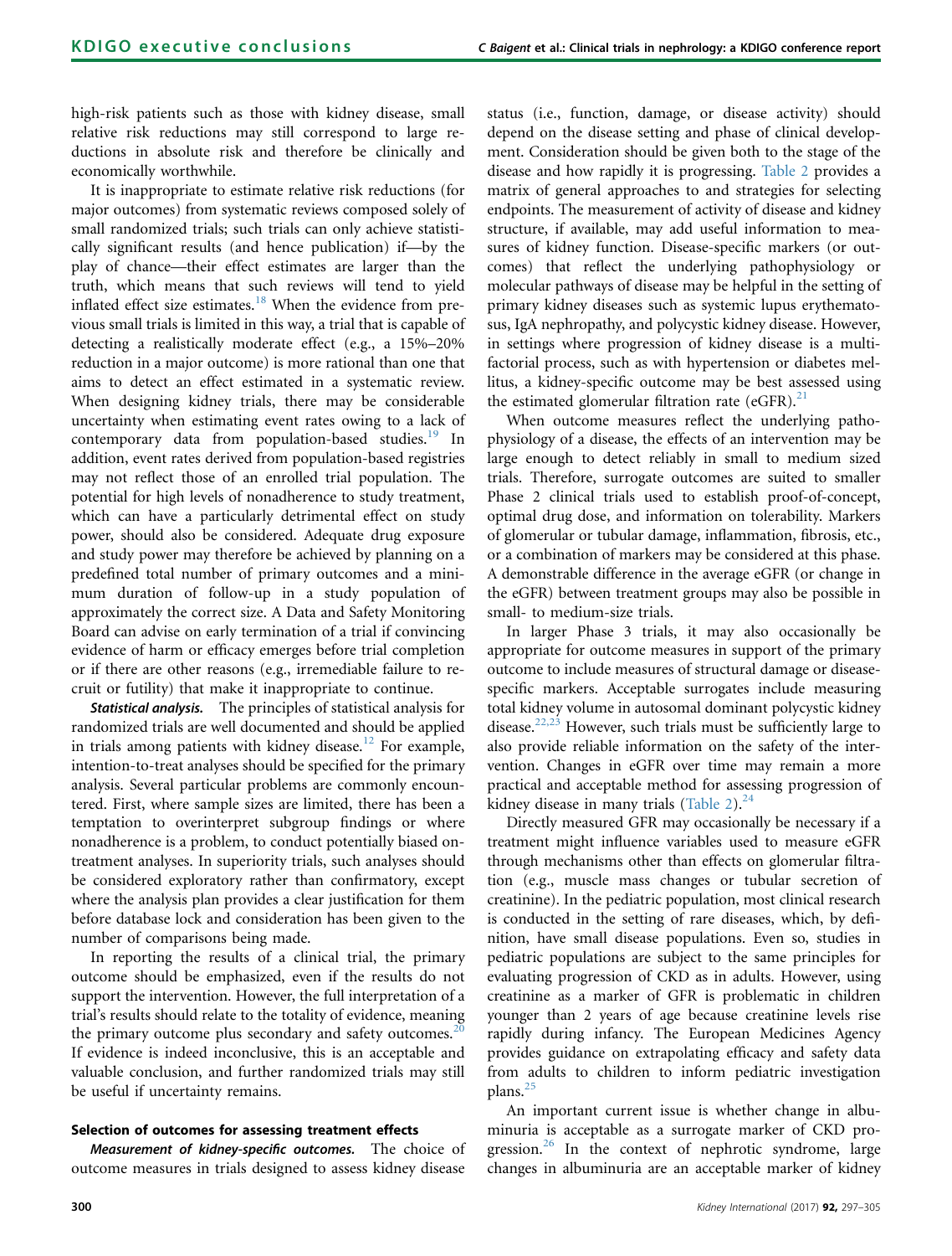high-risk patients such as those with kidney disease, small relative risk reductions may still correspond to large reductions in absolute risk and therefore be clinically and economically worthwhile.

It is inappropriate to estimate relative risk reductions (for major outcomes) from systematic reviews composed solely of small randomized trials; such trials can only achieve statistically significant results (and hence publication) if—by the play of chance—their effect estimates are larger than the truth, which means that such reviews will tend to yield inflated effect size estimates.[18] When the evidence from previous small trials is limited in this way, a trial that is capable of detecting a realistically moderate effect (e.g., a 15%–20% reduction in a major outcome) is more rational than one that aims to detect an effect estimated in a systematic review. When designing kidney trials, there may be considerable uncertainty when estimating event rates owing to a lack of contemporary data from population-based studies.[19] In addition, event rates derived from population-based registries may not reflect those of an enrolled trial population. The potential for high levels of nonadherence to study treatment, which can have a particularly detrimental effect on study power, should also be considered. Adequate drug exposure and study power may therefore be achieved by planning on a predefined total number of primary outcomes and a minimum duration of follow-up in a study population of approximately the correct size. A Data and Safety Monitoring Board can advise on early termination of a trial if convincing evidence of harm or efficacy emerges before trial completion or if there are other reasons (e.g., irremediable failure to recruit or futility) that make it inappropriate to continue.

***Statistical analysis.*** The principles of statistical analysis for randomized trials are well documented and should be applied in trials among patients with kidney disease.[12] For example, intention-to-treat analyses should be specified for the primary analysis. Several particular problems are commonly encountered. First, where sample sizes are limited, there has been a temptation to overinterpret subgroup findings or where nonadherence is a problem, to conduct potentially biased on-treatment analyses. In superiority trials, such analyses should be considered exploratory rather than confirmatory, except where the analysis plan provides a clear justification for them before database lock and consideration has been given to the number of comparisons being made.

In reporting the results of a clinical trial, the primary outcome should be emphasized, even if the results do not support the intervention. However, the full interpretation of a trial's results should relate to the totality of evidence, meaning the primary outcome plus secondary and safety outcomes.[20] If evidence is indeed inconclusive, this is an acceptable and valuable conclusion, and further randomized trials may still be useful if uncertainty remains.

### Selection of outcomes for assessing treatment effects

***Measurement of kidney-specific outcomes.*** The choice of outcome measures in trials designed to assess kidney disease status (i.e., function, damage, or disease activity) should depend on the disease setting and phase of clinical development. Consideration should be given both to the stage of the disease and how rapidly it is progressing. Table 2 provides a matrix of general approaches to and strategies for selecting endpoints. The measurement of activity of disease and kidney structure, if available, may add useful information to measures of kidney function. Disease-specific markers (or outcomes) that reflect the underlying pathophysiology or molecular pathways of disease may be helpful in the setting of primary kidney diseases such as systemic lupus erythematosus, IgA nephropathy, and polycystic kidney disease. However, in settings where progression of kidney disease is a multifactorial process, such as with hypertension or diabetes mellitus, a kidney-specific outcome may be best assessed using the estimated glomerular filtration rate (eGFR).[21]

When outcome measures reflect the underlying pathophysiology of a disease, the effects of an intervention may be large enough to detect reliably in small to medium sized trials. Therefore, surrogate outcomes are suited to smaller Phase 2 clinical trials used to establish proof-of-concept, optimal drug dose, and information on tolerability. Markers of glomerular or tubular damage, inflammation, fibrosis, etc., or a combination of markers may be considered at this phase. A demonstrable difference in the average eGFR (or change in the eGFR) between treatment groups may also be possible in small- to medium-size trials.

In larger Phase 3 trials, it may also occasionally be appropriate for outcome measures in support of the primary outcome to include measures of structural damage or disease-specific markers. Acceptable surrogates include measuring total kidney volume in autosomal dominant polycystic kidney disease.[22,23] However, such trials must be sufficiently large to also provide reliable information on the safety of the intervention. Changes in eGFR over time may remain a more practical and acceptable method for assessing progression of kidney disease in many trials (Table 2).[24]

Directly measured GFR may occasionally be necessary if a treatment might influence variables used to measure eGFR through mechanisms other than effects on glomerular filtration (e.g., muscle mass changes or tubular secretion of creatinine). In the pediatric population, most clinical research is conducted in the setting of rare diseases, which, by definition, have small disease populations. Even so, studies in pediatric populations are subject to the same principles for evaluating progression of CKD as in adults. However, using creatinine as a marker of GFR is problematic in children younger than 2 years of age because creatinine levels rise rapidly during infancy. The European Medicines Agency provides guidance on extrapolating efficacy and safety data from adults to children to inform pediatric investigation plans.[25]

An important current issue is whether change in albuminuria is acceptable as a surrogate marker of CKD progression.[26] In the context of nephrotic syndrome, large changes in albuminuria are an acceptable marker of kidney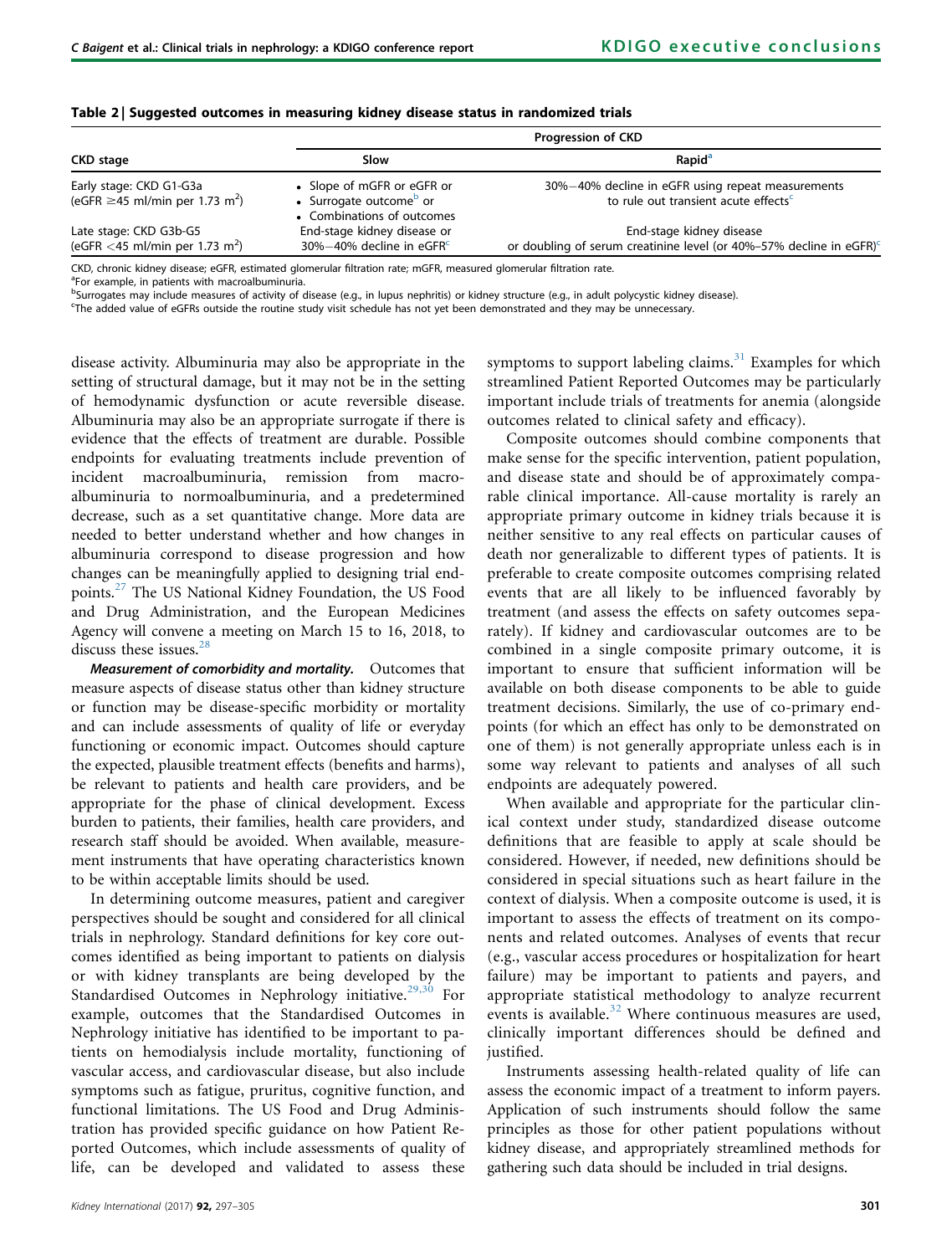**Table 2 | Suggested outcomes in measuring kidney disease status in randomized trials**

| CKD stage | Progression of CKD | |
|---|---|---|
| | Slow | Rapid[a] |
| Early stage: CKD G1-G3a (eGFR ≥45 ml/min per 1.73 m$^2$) | • Slope of mGFR or eGFR or<br>• Surrogate outcome[b] or<br>• Combinations of outcomes | 30%–40% decline in eGFR using repeat measurements to rule out transient acute effects[c] |
| Late stage: CKD G3b-G5 (eGFR <45 ml/min per 1.73 m$^2$) | End-stage kidney disease or 30%–40% decline in eGFR[c] | End-stage kidney disease or doubling of serum creatinine level (or 40%–57% decline in eGFR)[c] |

CKD, chronic kidney disease; eGFR, estimated glomerular filtration rate; mGFR, measured glomerular filtration rate.
[a]For example, in patients with macroalbuminuria.
[b]Surrogates may include measures of activity of disease (e.g., in lupus nephritis) or kidney structure (e.g., in adult polycystic kidney disease).
[c]The added value of eGFRs outside the routine study visit schedule has not yet been demonstrated and they may be unnecessary.

disease activity. Albuminuria may also be appropriate in the setting of structural damage, but it may not be in the setting of hemodynamic dysfunction or acute reversible disease. Albuminuria may also be an appropriate surrogate if there is evidence that the effects of treatment are durable. Possible endpoints for evaluating treatments include prevention of incident macroalbuminuria, remission from macroalbuminuria to normoalbuminuria, and a predetermined decrease, such as a set quantitative change. More data are needed to better understand whether and how changes in albuminuria correspond to disease progression and how changes can be meaningfully applied to designing trial endpoints.[27] The US National Kidney Foundation, the US Food and Drug Administration, and the European Medicines Agency will convene a meeting on March 15 to 16, 2018, to discuss these issues.[28]

***Measurement of comorbidity and mortality.*** Outcomes that measure aspects of disease status other than kidney structure or function may be disease-specific morbidity or mortality and can include assessments of quality of life or everyday functioning or economic impact. Outcomes should capture the expected, plausible treatment effects (benefits and harms), be relevant to patients and health care providers, and be appropriate for the phase of clinical development. Excess burden to patients, their families, health care providers, and research staff should be avoided. When available, measurement instruments that have operating characteristics known to be within acceptable limits should be used.

In determining outcome measures, patient and caregiver perspectives should be sought and considered for all clinical trials in nephrology. Standard definitions for key core outcomes identified as being important to patients on dialysis or with kidney transplants are being developed by the Standardised Outcomes in Nephrology initiative.[29,30] For example, outcomes that the Standardised Outcomes in Nephrology initiative has identified to be important to patients on hemodialysis include mortality, functioning of vascular access, and cardiovascular disease, but also include symptoms such as fatigue, pruritus, cognitive function, and functional limitations. The US Food and Drug Administration has provided specific guidance on how Patient Reported Outcomes, which include assessments of quality of life, can be developed and validated to assess these symptoms to support labeling claims.[31] Examples for which streamlined Patient Reported Outcomes may be particularly important include trials of treatments for anemia (alongside outcomes related to clinical safety and efficacy).

Composite outcomes should combine components that make sense for the specific intervention, patient population, and disease state and should be of approximately comparable clinical importance. All-cause mortality is rarely an appropriate primary outcome in kidney trials because it is neither sensitive to any real effects on particular causes of death nor generalizable to different types of patients. It is preferable to create composite outcomes comprising related events that are all likely to be influenced favorably by treatment (and assess the effects on safety outcomes separately). If kidney and cardiovascular outcomes are to be combined in a single composite primary outcome, it is important to ensure that sufficient information will be available on both disease components to be able to guide treatment decisions. Similarly, the use of co-primary endpoints (for which an effect has only to be demonstrated on one of them) is not generally appropriate unless each is in some way relevant to patients and analyses of all such endpoints are adequately powered.

When available and appropriate for the particular clinical context under study, standardized disease outcome definitions that are feasible to apply at scale should be considered. However, if needed, new definitions should be considered in special situations such as heart failure in the context of dialysis. When a composite outcome is used, it is important to assess the effects of treatment on its components and related outcomes. Analyses of events that recur (e.g., vascular access procedures or hospitalization for heart failure) may be important to patients and payers, and appropriate statistical methodology to analyze recurrent events is available.[32] Where continuous measures are used, clinically important differences should be defined and justified.

Instruments assessing health-related quality of life can assess the economic impact of a treatment to inform payers. Application of such instruments should follow the same principles as those for other patient populations without kidney disease, and appropriately streamlined methods for gathering such data should be included in trial designs.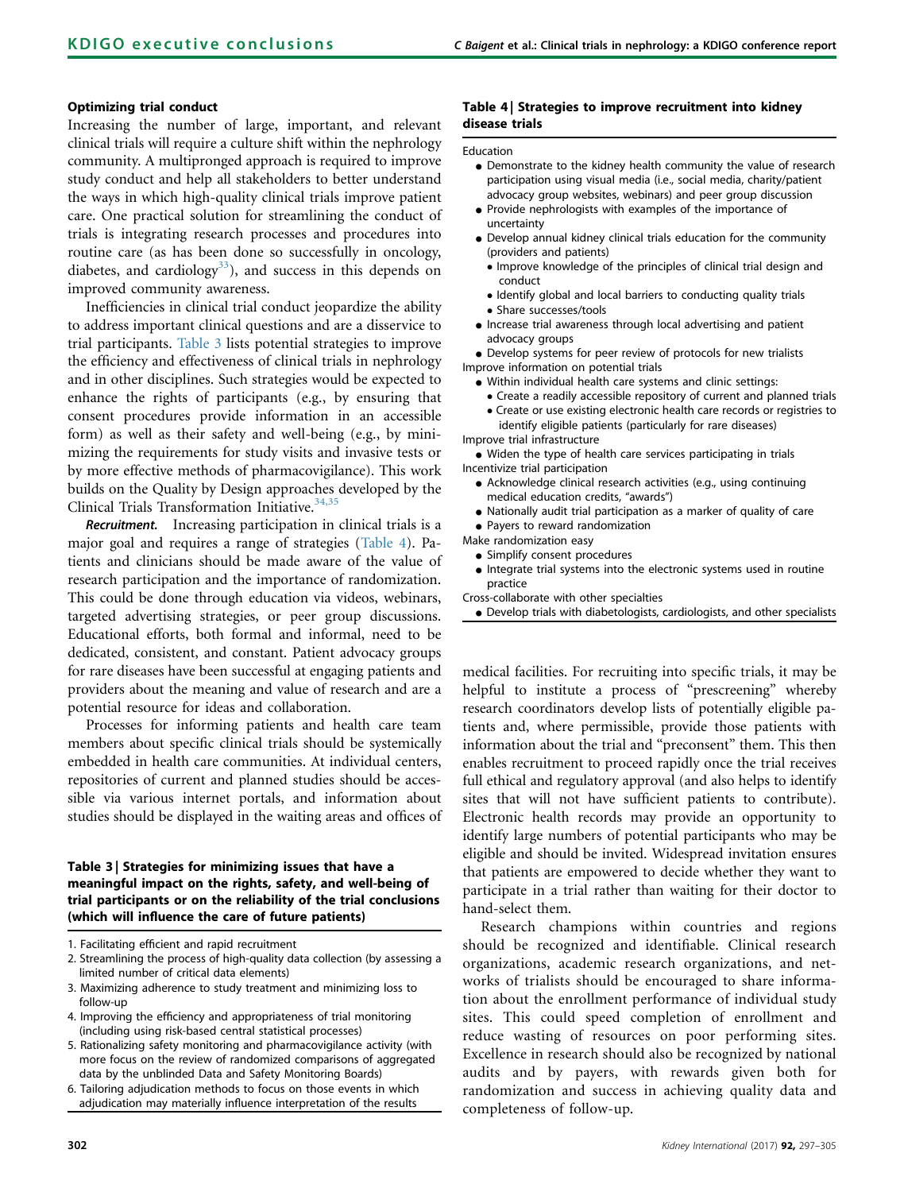### Optimizing trial conduct

Increasing the number of large, important, and relevant clinical trials will require a culture shift within the nephrology community. A multipronged approach is required to improve study conduct and help all stakeholders to better understand the ways in which high-quality clinical trials improve patient care. One practical solution for streamlining the conduct of trials is integrating research processes and procedures into routine care (as has been done so successfully in oncology, diabetes, and cardiology[33]), and success in this depends on improved community awareness.

Inefficiencies in clinical trial conduct jeopardize the ability to address important clinical questions and are a disservice to trial participants. Table 3 lists potential strategies to improve the efficiency and effectiveness of clinical trials in nephrology and in other disciplines. Such strategies would be expected to enhance the rights of participants (e.g., by ensuring that consent procedures provide information in an accessible form) as well as their safety and well-being (e.g., by minimizing the requirements for study visits and invasive tests or by more effective methods of pharmacovigilance). This work builds on the Quality by Design approaches developed by the Clinical Trials Transformation Initiative.[34,35]

***Recruitment.*** Increasing participation in clinical trials is a major goal and requires a range of strategies (Table 4). Patients and clinicians should be made aware of the value of research participation and the importance of randomization. This could be done through education via videos, webinars, targeted advertising strategies, or peer group discussions. Educational efforts, both formal and informal, need to be dedicated, consistent, and constant. Patient advocacy groups for rare diseases have been successful at engaging patients and providers about the meaning and value of research and are a potential resource for ideas and collaboration.

Processes for informing patients and health care team members about specific clinical trials should be systemically embedded in health care communities. At individual centers, repositories of current and planned studies should be accessible via various internet portals, and information about studies should be displayed in the waiting areas and offices of medical facilities. For recruiting into specific trials, it may be helpful to institute a process of "prescreening" whereby research coordinators develop lists of potentially eligible patients and, where permissible, provide those patients with information about the trial and "preconsent" them. This then enables recruitment to proceed rapidly once the trial receives full ethical and regulatory approval (and also helps to identify sites that will not have sufficient patients to contribute). Electronic health records may provide an opportunity to identify large numbers of potential participants who may be eligible and should be invited. Widespread invitation ensures that patients are empowered to decide whether they want to participate in a trial rather than waiting for their doctor to hand-select them.

Research champions within countries and regions should be recognized and identifiable. Clinical research organizations, academic research organizations, and networks of trialists should be encouraged to share information about the enrollment performance of individual study sites. This could speed completion of enrollment and reduce wasting of resources on poor performing sites. Excellence in research should also be recognized by national audits and by payers, with rewards given both for randomization and success in achieving quality data and completeness of follow-up.

**Table 3 | Strategies for minimizing issues that have a meaningful impact on the rights, safety, and well-being of trial participants or on the reliability of the trial conclusions (which will influence the care of future patients)**

1. Facilitating efficient and rapid recruitment
2. Streamlining the process of high-quality data collection (by assessing a limited number of critical data elements)
3. Maximizing adherence to study treatment and minimizing loss to follow-up
4. Improving the efficiency and appropriateness of trial monitoring (including using risk-based central statistical processes)
5. Rationalizing safety monitoring and pharmacovigilance activity (with more focus on the review of randomized comparisons of aggregated data by the unblinded Data and Safety Monitoring Boards)
6. Tailoring adjudication methods to focus on those events in which adjudication may materially influence interpretation of the results

**Table 4 | Strategies to improve recruitment into kidney disease trials**

Education

- Demonstrate to the kidney health community the value of research participation using visual media (i.e., social media, charity/patient advocacy group websites, webinars) and peer group discussion
- Provide nephrologists with examples of the importance of uncertainty
- Develop annual kidney clinical trials education for the community (providers and patients)
  - Improve knowledge of the principles of clinical trial design and conduct
  - Identify global and local barriers to conducting quality trials
  - Share successes/tools
- Increase trial awareness through local advertising and patient advocacy groups
- Develop systems for peer review of protocols for new trialists

Improve information on potential trials

- Within individual health care systems and clinic settings:
  - Create a readily accessible repository of current and planned trials
  - Create or use existing electronic health care records or registries to identify eligible patients (particularly for rare diseases)

Improve trial infrastructure

- Widen the type of health care services participating in trials

Incentivize trial participation

- Acknowledge clinical research activities (e.g., using continuing medical education credits, "awards")
- Nationally audit trial participation as a marker of quality of care
- Payers to reward randomization

Make randomization easy

- Simplify consent procedures
- Integrate trial systems into the electronic systems used in routine practice

Cross-collaborate with other specialties

- Develop trials with diabetologists, cardiologists, and other specialists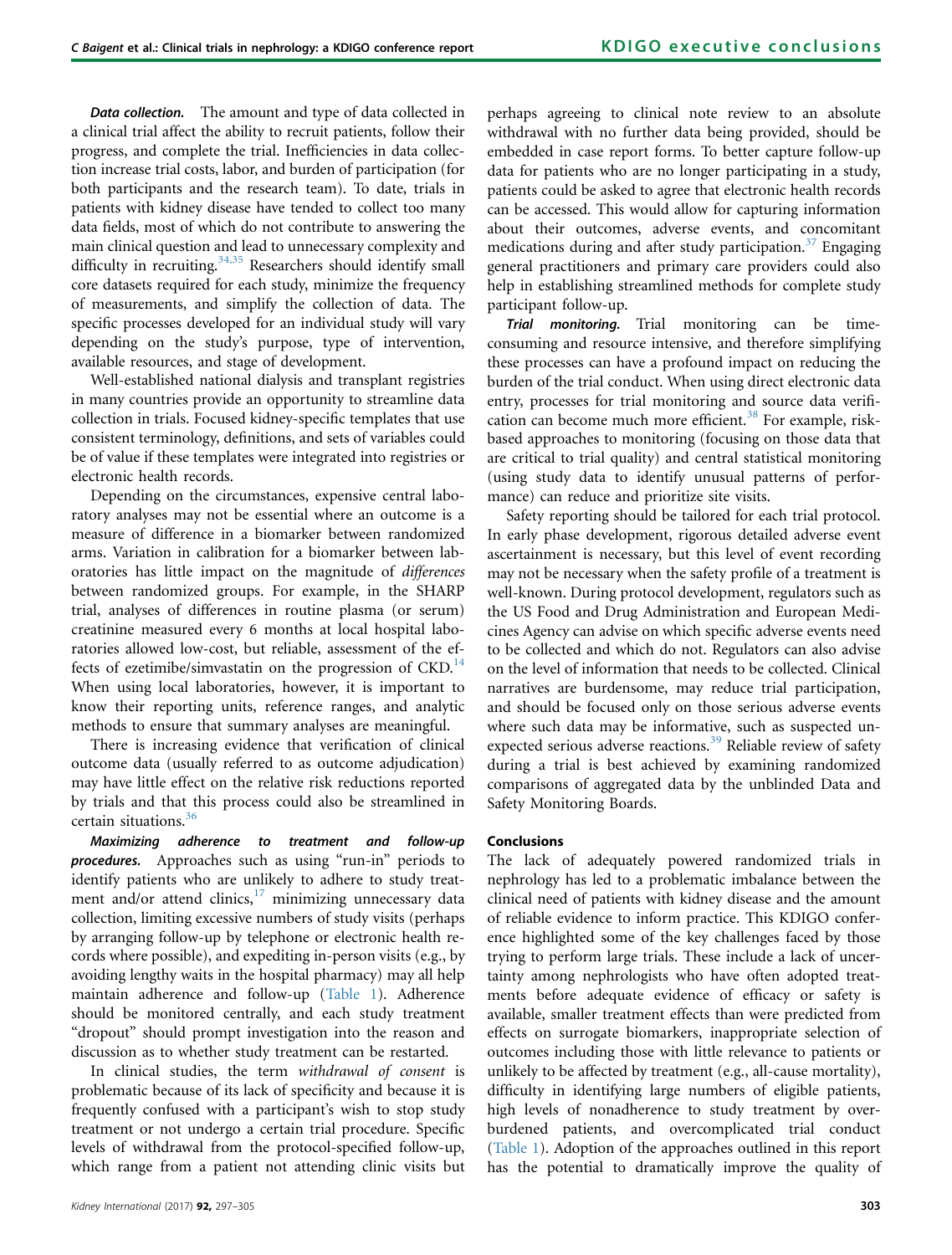***Data collection.*** The amount and type of data collected in a clinical trial affect the ability to recruit patients, follow their progress, and complete the trial. Inefficiencies in data collection increase trial costs, labor, and burden of participation (for both participants and the research team). To date, trials in patients with kidney disease have tended to collect too many data fields, most of which do not contribute to answering the main clinical question and lead to unnecessary complexity and difficulty in recruiting.[34,35] Researchers should identify small core datasets required for each study, minimize the frequency of measurements, and simplify the collection of data. The specific processes developed for an individual study will vary depending on the study's purpose, type of intervention, available resources, and stage of development.

Well-established national dialysis and transplant registries in many countries provide an opportunity to streamline data collection in trials. Focused kidney-specific templates that use consistent terminology, definitions, and sets of variables could be of value if these templates were integrated into registries or electronic health records.

Depending on the circumstances, expensive central laboratory analyses may not be essential where an outcome is a measure of difference in a biomarker between randomized arms. Variation in calibration for a biomarker between laboratories has little impact on the magnitude of *differences* between randomized groups. For example, in the SHARP trial, analyses of differences in routine plasma (or serum) creatinine measured every 6 months at local hospital laboratories allowed low-cost, but reliable, assessment of the effects of ezetimibe/simvastatin on the progression of CKD.[14] When using local laboratories, however, it is important to know their reporting units, reference ranges, and analytic methods to ensure that summary analyses are meaningful.

There is increasing evidence that verification of clinical outcome data (usually referred to as outcome adjudication) may have little effect on the relative risk reductions reported by trials and that this process could also be streamlined in certain situations.[36]

***Maximizing adherence to treatment and follow-up procedures.*** Approaches such as using "run-in" periods to identify patients who are unlikely to adhere to study treatment and/or attend clinics,[17] minimizing unnecessary data collection, limiting excessive numbers of study visits (perhaps by arranging follow-up by telephone or electronic health records where possible), and expediting in-person visits (e.g., by avoiding lengthy waits in the hospital pharmacy) may all help maintain adherence and follow-up (Table 1). Adherence should be monitored centrally, and each study treatment "dropout" should prompt investigation into the reason and discussion as to whether study treatment can be restarted.

In clinical studies, the term *withdrawal of consent* is problematic because of its lack of specificity and because it is frequently confused with a participant's wish to stop study treatment or not undergo a certain trial procedure. Specific levels of withdrawal from the protocol-specified follow-up, which range from a patient not attending clinic visits but perhaps agreeing to clinical note review to an absolute withdrawal with no further data being provided, should be embedded in case report forms. To better capture follow-up data for patients who are no longer participating in a study, patients could be asked to agree that electronic health records can be accessed. This would allow for capturing information about their outcomes, adverse events, and concomitant medications during and after study participation.[37] Engaging general practitioners and primary care providers could also help in establishing streamlined methods for complete study participant follow-up.

***Trial monitoring.*** Trial monitoring can be time-consuming and resource intensive, and therefore simplifying these processes can have a profound impact on reducing the burden of the trial conduct. When using direct electronic data entry, processes for trial monitoring and source data verification can become much more efficient.[38] For example, risk-based approaches to monitoring (focusing on those data that are critical to trial quality) and central statistical monitoring (using study data to identify unusual patterns of performance) can reduce and prioritize site visits.

Safety reporting should be tailored for each trial protocol. In early phase development, rigorous detailed adverse event ascertainment is necessary, but this level of event recording may not be necessary when the safety profile of a treatment is well-known. During protocol development, regulators such as the US Food and Drug Administration and European Medicines Agency can advise on which specific adverse events need to be collected and which do not. Regulators can also advise on the level of information that needs to be collected. Clinical narratives are burdensome, may reduce trial participation, and should be focused only on those serious adverse events where such data may be informative, such as suspected unexpected serious adverse reactions.[39] Reliable review of safety during a trial is best achieved by examining randomized comparisons of aggregated data by the unblinded Data and Safety Monitoring Boards.

## Conclusions

The lack of adequately powered randomized trials in nephrology has led to a problematic imbalance between the clinical need of patients with kidney disease and the amount of reliable evidence to inform practice. This KDIGO conference highlighted some of the key challenges faced by those trying to perform large trials. These include a lack of uncertainty among nephrologists who have often adopted treatments before adequate evidence of efficacy or safety is available, smaller treatment effects than were predicted from effects on surrogate biomarkers, inappropriate selection of outcomes including those with little relevance to patients or unlikely to be affected by treatment (e.g., all-cause mortality), difficulty in identifying large numbers of eligible patients, high levels of nonadherence to study treatment by overburdened patients, and overcomplicated trial conduct (Table 1). Adoption of the approaches outlined in this report has the potential to dramatically improve the quality of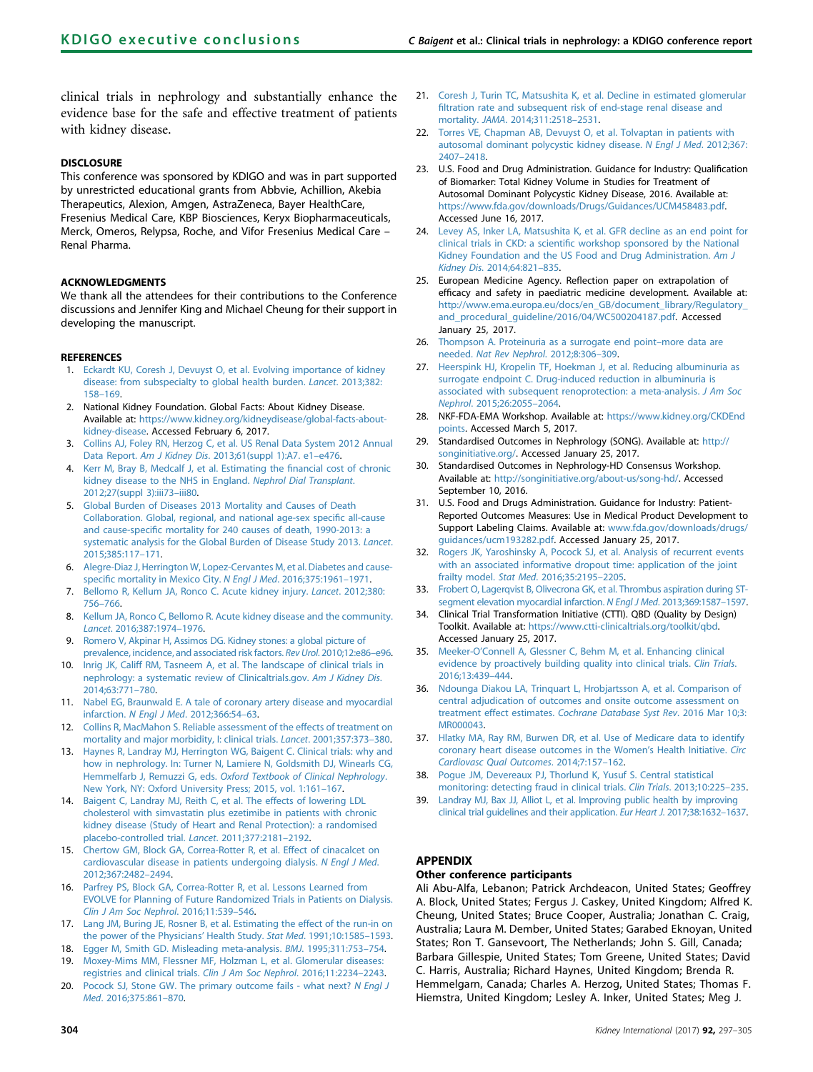clinical trials in nephrology and substantially enhance the evidence base for the safe and effective treatment of patients with kidney disease.

## DISCLOSURE

This conference was sponsored by KDIGO and was in part supported by unrestricted educational grants from Abbvie, Achillion, Akebia Therapeutics, Alexion, Amgen, AstraZeneca, Bayer HealthCare, Fresenius Medical Care, KBP Biosciences, Keryx Biopharmaceuticals, Merck, Omeros, Relypsa, Roche, and Vifor Fresenius Medical Care – Renal Pharma.

## ACKNOWLEDGMENTS

We thank all the attendees for their contributions to the Conference discussions and Jennifer King and Michael Cheung for their support in developing the manuscript.

## REFERENCES

1. Eckardt KU, Coresh J, Devuyst O, et al. Evolving importance of kidney disease: from subspecialty to global health burden. *Lancet*. 2013;382:158–169.
2. National Kidney Foundation. Global Facts: About Kidney Disease. Available at: https://www.kidney.org/kidneydisease/global-facts-about-kidney-disease. Accessed February 6, 2017.
3. Collins AJ, Foley RN, Herzog C, et al. US Renal Data System 2012 Annual Data Report. *Am J Kidney Dis*. 2013;61(suppl 1):A7. e1–e476.
4. Kerr M, Bray B, Medcalf J, et al. Estimating the financial cost of chronic kidney disease to the NHS in England. *Nephrol Dial Transplant*. 2012;27(suppl 3):iii73–iii80.
5. Global Burden of Diseases 2013 Mortality and Causes of Death Collaboration. Global, regional, and national age-sex specific all-cause and cause-specific mortality for 240 causes of death, 1990-2013: a systematic analysis for the Global Burden of Disease Study 2013. *Lancet*. 2015;385:117–171.
6. Alegre-Diaz J, Herrington W, Lopez-Cervantes M, et al. Diabetes and cause-specific mortality in Mexico City. *N Engl J Med*. 2016;375:1961–1971.
7. Bellomo R, Kellum JA, Ronco C. Acute kidney injury. *Lancet*. 2012;380:756–766.
8. Kellum JA, Ronco C, Bellomo R. Acute kidney disease and the community. *Lancet*. 2016;387:1974–1976.
9. Romero V, Akpinar H, Assimos DG. Kidney stones: a global picture of prevalence, incidence, and associated risk factors. *Rev Urol*. 2010;12:e86–e96.
10. Inrig JK, Califf RM, Tasneem A, et al. The landscape of clinical trials in nephrology: a systematic review of Clinicaltrials.gov. *Am J Kidney Dis*. 2014;63:771–780.
11. Nabel EG, Braunwald E. A tale of coronary artery disease and myocardial infarction. *N Engl J Med*. 2012;366:54–63.
12. Collins R, MacMahon S. Reliable assessment of the effects of treatment on mortality and major morbidity, I: clinical trials. *Lancet*. 2001;357:373–380.
13. Haynes R, Landray MJ, Herrington WG, Baigent C. Clinical trials: why and how in nephrology. In: Turner N, Lamiere N, Goldsmith DJ, Winearls CG, Hemmelfarb J, Remuzzi G, eds. *Oxford Textbook of Clinical Nephrology*. New York, NY: Oxford University Press; 2015, vol. 1:161–167.
14. Baigent C, Landray MJ, Reith C, et al. The effects of lowering LDL cholesterol with simvastatin plus ezetimibe in patients with chronic kidney disease (Study of Heart and Renal Protection): a randomised placebo-controlled trial. *Lancet*. 2011;377:2181–2192.
15. Chertow GM, Block GA, Correa-Rotter R, et al. Effect of cinacalcet on cardiovascular disease in patients undergoing dialysis. *N Engl J Med*. 2012;367:2482–2494.
16. Parfrey PS, Block GA, Correa-Rotter R, et al. Lessons Learned from EVOLVE for Planning of Future Randomized Trials in Patients on Dialysis. *Clin J Am Soc Nephrol*. 2016;11:539–546.
17. Lang JM, Buring JE, Rosner B, et al. Estimating the effect of the run-in on the power of the Physicians' Health Study. *Stat Med*. 1991;10:1585–1593.
18. Egger M, Smith GD. Misleading meta-analysis. *BMJ*. 1995;311:753–754.
19. Moxey-Mims MM, Flessner MF, Holzman L, et al. Glomerular diseases: registries and clinical trials. *Clin J Am Soc Nephrol*. 2016;11:2234–2243.
20. Pocock SJ, Stone GW. The primary outcome fails - what next? *N Engl J Med*. 2016;375:861–870.
21. Coresh J, Turin TC, Matsushita K, et al. Decline in estimated glomerular filtration rate and subsequent risk of end-stage renal disease and mortality. *JAMA*. 2014;311:2518–2531.
22. Torres VE, Chapman AB, Devuyst O, et al. Tolvaptan in patients with autosomal dominant polycystic kidney disease. *N Engl J Med*. 2012;367:2407–2418.
23. U.S. Food and Drug Administration. Guidance for Industry: Qualification of Biomarker: Total Kidney Volume in Studies for Treatment of Autosomal Dominant Polycystic Kidney Disease, 2016. Available at: https://www.fda.gov/downloads/Drugs/Guidances/UCM458483.pdf. Accessed June 16, 2017.
24. Levey AS, Inker LA, Matsushita K, et al. GFR decline as an end point for clinical trials in CKD: a scientific workshop sponsored by the National Kidney Foundation and the US Food and Drug Administration. *Am J Kidney Dis*. 2014;64:821–835.
25. European Medicine Agency. Reflection paper on extrapolation of efficacy and safety in paediatric medicine development. Available at: http://www.ema.europa.eu/docs/en_GB/document_library/Regulatory_and_procedural_guideline/2016/04/WC500204187.pdf. Accessed January 25, 2017.
26. Thompson A. Proteinuria as a surrogate end point–more data are needed. *Nat Rev Nephrol*. 2012;8:306–309.
27. Heerspink HJ, Kropelin TF, Hoekman J, et al. Reducing albuminuria as surrogate endpoint C. Drug-induced reduction in albuminuria is associated with subsequent renoprotection: a meta-analysis. *J Am Soc Nephrol*. 2015;26:2055–2064.
28. NKF-FDA-EMA Workshop. Available at: https://www.kidney.org/CKDEndpoints. Accessed March 5, 2017.
29. Standardised Outcomes in Nephrology (SONG). Available at: http://songinitiative.org/. Accessed January 25, 2017.
30. Standardised Outcomes in Nephrology-HD Consensus Workshop. Available at: http://songinitiative.org/about-us/song-hd/. Accessed September 10, 2016.
31. U.S. Food and Drugs Administration. Guidance for Industry: Patient-Reported Outcomes Measures: Use in Medical Product Development to Support Labeling Claims. Available at: www.fda.gov/downloads/drugs/guidances/ucm193282.pdf. Accessed January 25, 2017.
32. Rogers JK, Yaroshinsky A, Pocock SJ, et al. Analysis of recurrent events with an associated informative dropout time: application of the joint frailty model. *Stat Med*. 2016;35:2195–2205.
33. Frobert O, Lagerqvist B, Olivecrona GK, et al. Thrombus aspiration during ST-segment elevation myocardial infarction. *N Engl J Med*. 2013;369:1587–1597.
34. Clinical Trial Transformation Initiative (CTTI). QBD (Quality by Design) Toolkit. Available at: https://www.ctti-clinicaltrials.org/toolkit/qbd. Accessed January 25, 2017.
35. Meeker-O'Connell A, Glessner C, Behm M, et al. Enhancing clinical evidence by proactively building quality into clinical trials. *Clin Trials*. 2016;13:439–444.
36. Ndounga Diakou LA, Trinquart L, Hrobjartsson A, et al. Comparison of central adjudication of outcomes and onsite outcome assessment on treatment effect estimates. *Cochrane Database Syst Rev*. 2016 Mar 10;3:MR000043.
37. Hlatky MA, Ray RM, Burwen DR, et al. Use of Medicare data to identify coronary heart disease outcomes in the Women's Health Initiative. *Circ Cardiovasc Qual Outcomes*. 2014;7:157–162.
38. Pogue JM, Devereaux PJ, Thorlund K, Yusuf S. Central statistical monitoring: detecting fraud in clinical trials. *Clin Trials*. 2013;10:225–235.
39. Landray MJ, Bax JJ, Alliot L, et al. Improving public health by improving clinical trial guidelines and their application. *Eur Heart J*. 2017;38:1632–1637.

## APPENDIX

### Other conference participants

Ali Abu-Alfa, Lebanon; Patrick Archdeacon, United States; Geoffrey A. Block, United States; Fergus J. Caskey, United Kingdom; Alfred K. Cheung, United States; Bruce Cooper, Australia; Jonathan C. Craig, Australia; Laura M. Dember, United States; Garabed Eknoyan, United States; Ron T. Gansevoort, The Netherlands; John S. Gill, Canada; Barbara Gillespie, United States; Tom Greene, United States; David C. Harris, Australia; Richard Haynes, United Kingdom; Brenda R. Hemmelgarn, Canada; Charles A. Herzog, United States; Thomas F. Hiemstra, United Kingdom; Lesley A. Inker, United States; Meg J.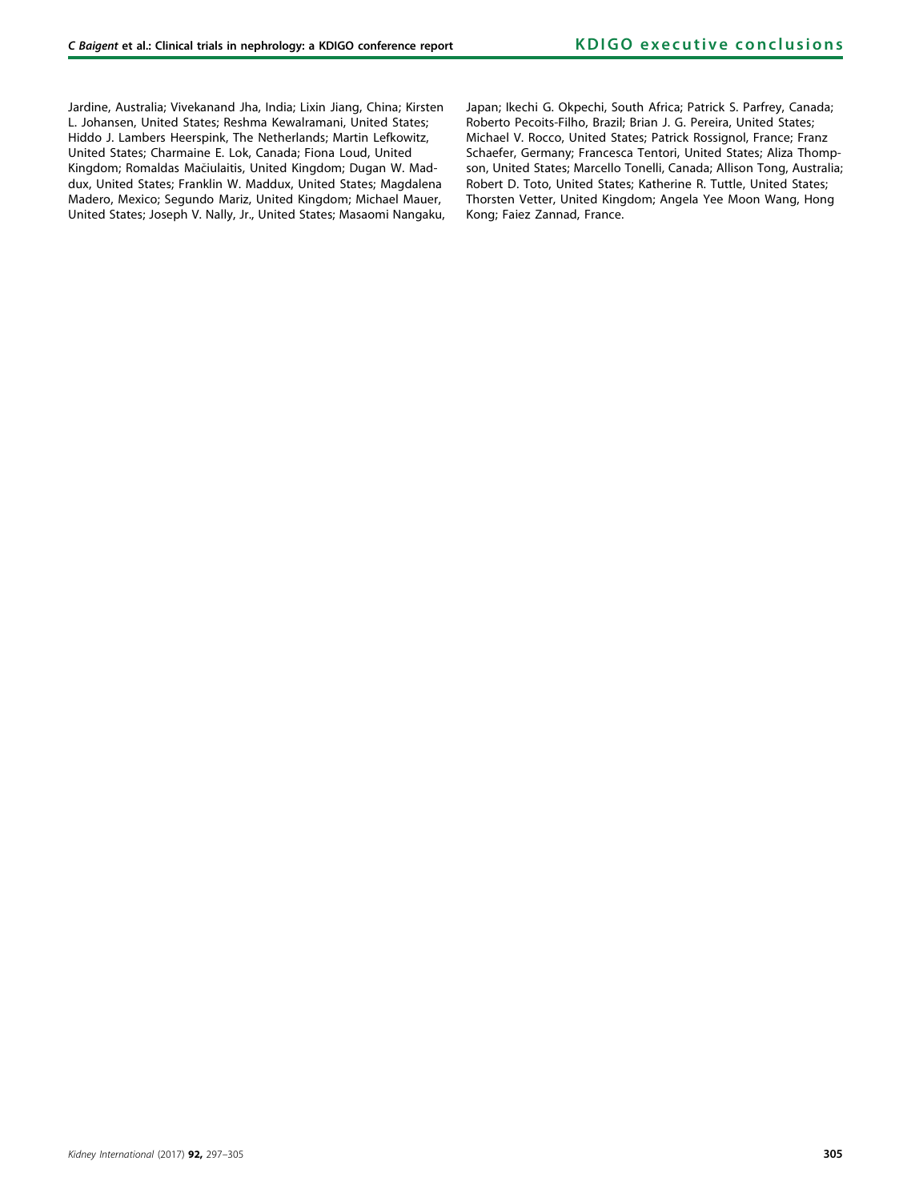Jardine, Australia; Vivekanand Jha, India; Lixin Jiang, China; Kirsten L. Johansen, United States; Reshma Kewalramani, United States; Hiddo J. Lambers Heerspink, The Netherlands; Martin Lefkowitz, United States; Charmaine E. Lok, Canada; Fiona Loud, United Kingdom; Romaldas Mačiulaitis, United Kingdom; Dugan W. Maddux, United States; Franklin W. Maddux, United States; Magdalena Madero, Mexico; Segundo Mariz, United Kingdom; Michael Mauer, United States; Joseph V. Nally, Jr., United States; Masaomi Nangaku, Japan; Ikechi G. Okpechi, South Africa; Patrick S. Parfrey, Canada; Roberto Pecoits-Filho, Brazil; Brian J. G. Pereira, United States; Michael V. Rocco, United States; Patrick Rossignol, France; Franz Schaefer, Germany; Francesca Tentori, United States; Aliza Thompson, United States; Marcello Tonelli, Canada; Allison Tong, Australia; Robert D. Toto, United States; Katherine R. Tuttle, United States; Thorsten Vetter, United Kingdom; Angela Yee Moon Wang, Hong Kong; Faiez Zannad, France.